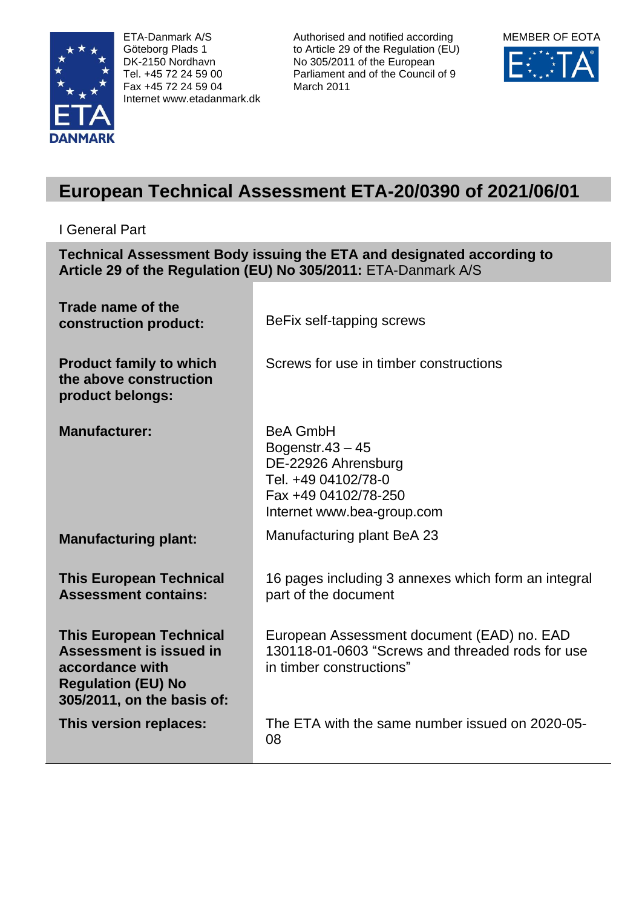ETA-Danmark A/S
Göteborg Plads 1
DK-2150 Nordhavn
Tel. +45 72 24 59 00
Fax +45 72 24 59 04
Internet www.etadanmark.dk

Authorised and notified according to Article 29 of the Regulation (EU) No 305/2011 of the European Parliament and of the Council of 9 March 2011

MEMBER OF EOTA

# European Technical Assessment ETA-20/0390 of 2021/06/01

I General Part

**Technical Assessment Body issuing the ETA and designated according to Article 29 of the Regulation (EU) No 305/2011:** ETA-Danmark A/S

| | |
|---|---|
| **Trade name of the construction product:** | BeFix self-tapping screws |
| **Product family to which the above construction product belongs:** | Screws for use in timber constructions |
| **Manufacturer:** | BeA GmbH<br>Bogenstr.43 – 45<br>DE-22926 Ahrensburg<br>Tel. +49 04102/78-0<br>Fax +49 04102/78-250<br>Internet www.bea-group.com |
| **Manufacturing plant:** | Manufacturing plant BeA 23 |
| **This European Technical Assessment contains:** | 16 pages including 3 annexes which form an integral part of the document |
| **This European Technical Assessment is issued in accordance with Regulation (EU) No 305/2011, on the basis of:** | European Assessment document (EAD) no. EAD 130118-01-0603 "Screws and threaded rods for use in timber constructions" |
| **This version replaces:** | The ETA with the same number issued on 2020-05-08 |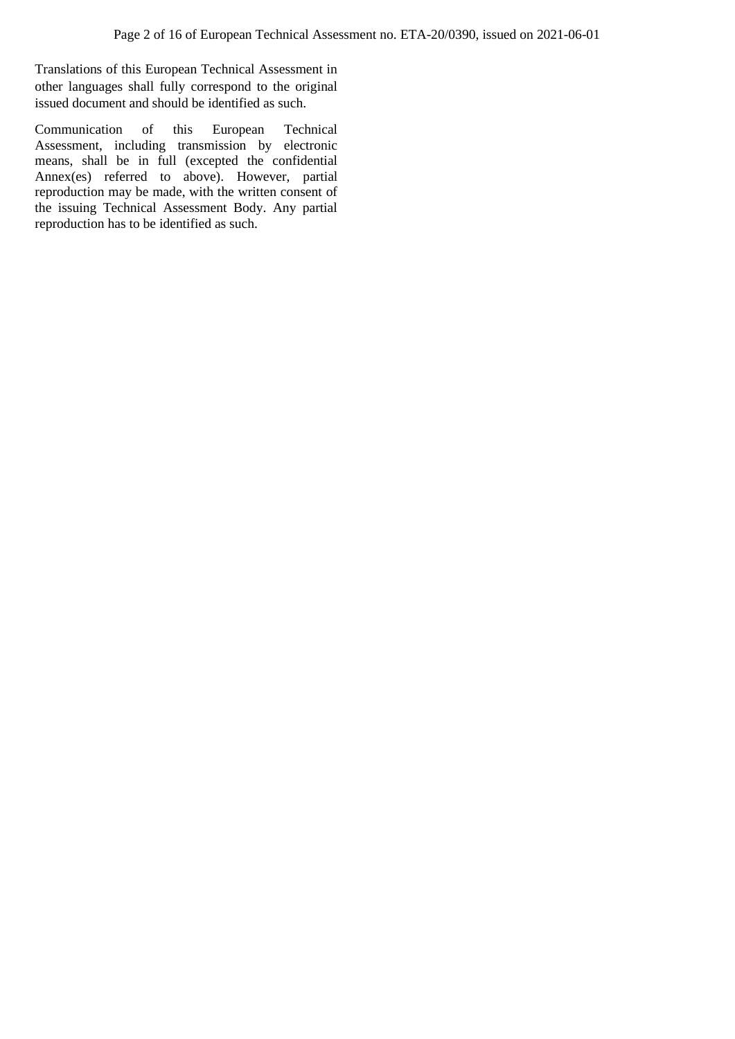Translations of this European Technical Assessment in other languages shall fully correspond to the original issued document and should be identified as such.

Communication of this European Technical Assessment, including transmission by electronic means, shall be in full (excepted the confidential Annex(es) referred to above). However, partial reproduction may be made, with the written consent of the issuing Technical Assessment Body. Any partial reproduction has to be identified as such.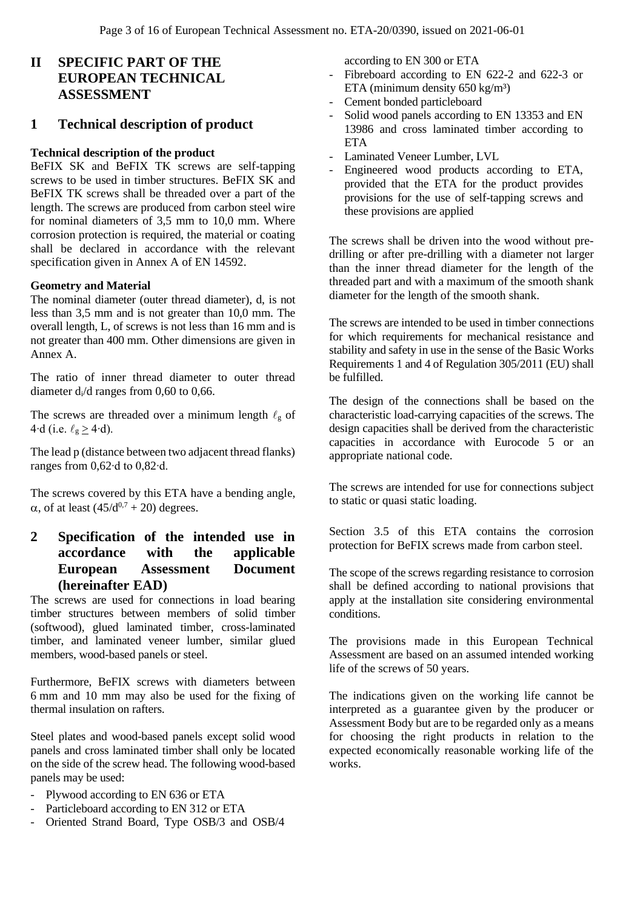# II SPECIFIC PART OF THE EUROPEAN TECHNICAL ASSESSMENT

## 1 Technical description of product

**Technical description of the product**

BeFIX SK and BeFIX TK screws are self-tapping screws to be used in timber structures. BeFIX SK and BeFIX TK screws shall be threaded over a part of the length. The screws are produced from carbon steel wire for nominal diameters of 3,5 mm to 10,0 mm. Where corrosion protection is required, the material or coating shall be declared in accordance with the relevant specification given in Annex A of EN 14592.

**Geometry and Material**

The nominal diameter (outer thread diameter), d, is not less than 3,5 mm and is not greater than 10,0 mm. The overall length, L, of screws is not less than 16 mm and is not greater than 400 mm. Other dimensions are given in Annex A.

The ratio of inner thread diameter to outer thread diameter $d_i/d$ ranges from 0,60 to 0,66.

The screws are threaded over a minimum length $\ell_g$ of 4·d (i.e. $\ell_g \geq 4 \cdot d$).

The lead p (distance between two adjacent thread flanks) ranges from 0,62·d to 0,82·d.

The screws covered by this ETA have a bending angle, $\alpha$, of at least $(45/d^{0,7} + 20)$ degrees.

## 2 Specification of the intended use in accordance with the applicable European Assessment Document (hereinafter EAD)

The screws are used for connections in load bearing timber structures between members of solid timber (softwood), glued laminated timber, cross-laminated timber, and laminated veneer lumber, similar glued members, wood-based panels or steel.

Furthermore, BeFIX screws with diameters between 6 mm and 10 mm may also be used for the fixing of thermal insulation on rafters.

Steel plates and wood-based panels except solid wood panels and cross laminated timber shall only be located on the side of the screw head. The following wood-based panels may be used:

- Plywood according to EN 636 or ETA
- Particleboard according to EN 312 or ETA
- Oriented Strand Board, Type OSB/3 and OSB/4 according to EN 300 or ETA
- Fibreboard according to EN 622-2 and 622-3 or ETA (minimum density 650 kg/m³)
- Cement bonded particleboard
- Solid wood panels according to EN 13353 and EN 13986 and cross laminated timber according to ETA
- Laminated Veneer Lumber, LVL
- Engineered wood products according to ETA, provided that the ETA for the product provides provisions for the use of self-tapping screws and these provisions are applied

The screws shall be driven into the wood without pre-drilling or after pre-drilling with a diameter not larger than the inner thread diameter for the length of the threaded part and with a maximum of the smooth shank diameter for the length of the smooth shank.

The screws are intended to be used in timber connections for which requirements for mechanical resistance and stability and safety in use in the sense of the Basic Works Requirements 1 and 4 of Regulation 305/2011 (EU) shall be fulfilled.

The design of the connections shall be based on the characteristic load-carrying capacities of the screws. The design capacities shall be derived from the characteristic capacities in accordance with Eurocode 5 or an appropriate national code.

The screws are intended for use for connections subject to static or quasi static loading.

Section 3.5 of this ETA contains the corrosion protection for BeFIX screws made from carbon steel.

The scope of the screws regarding resistance to corrosion shall be defined according to national provisions that apply at the installation site considering environmental conditions.

The provisions made in this European Technical Assessment are based on an assumed intended working life of the screws of 50 years.

The indications given on the working life cannot be interpreted as a guarantee given by the producer or Assessment Body but are to be regarded only as a means for choosing the right products in relation to the expected economically reasonable working life of the works.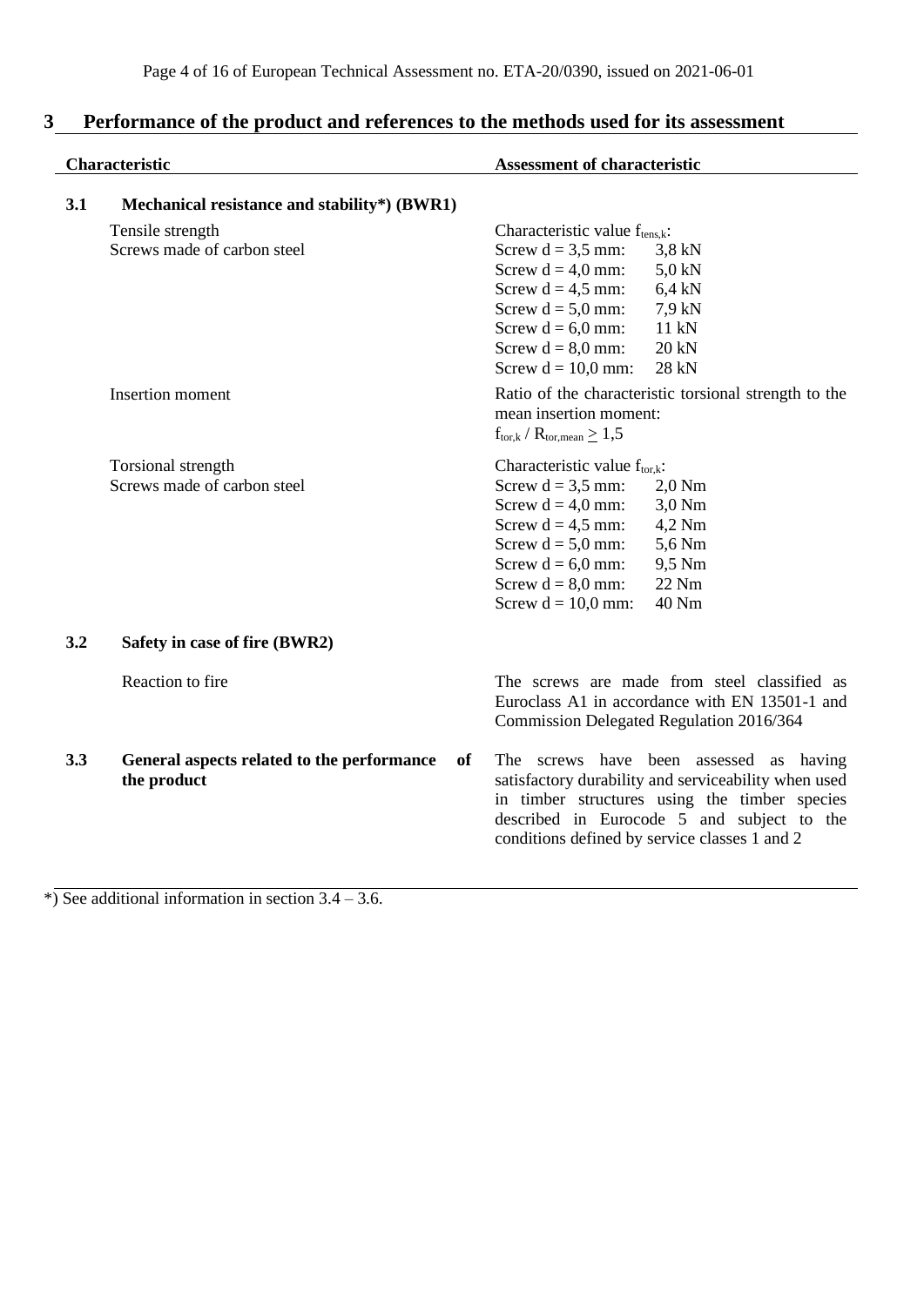## 3 Performance of the product and references to the methods used for its assessment

| Characteristic | Assessment of characteristic |
|---|---|
| **3.1 Mechanical resistance and stability*) (BWR1)** | |
| Tensile strength<br>Screws made of carbon steel | Characteristic value $f_{tens,k}$:<br>Screw d = 3,5 mm: 3,8 kN<br>Screw d = 4,0 mm: 5,0 kN<br>Screw d = 4,5 mm: 6,4 kN<br>Screw d = 5,0 mm: 7,9 kN<br>Screw d = 6,0 mm: 11 kN<br>Screw d = 8,0 mm: 20 kN<br>Screw d = 10,0 mm: 28 kN |
| Insertion moment | Ratio of the characteristic torsional strength to the mean insertion moment:<br>$f_{tor,k} / R_{tor,mean} \geq 1,5$ |
| Torsional strength<br>Screws made of carbon steel | Characteristic value $f_{tor,k}$:<br>Screw d = 3,5 mm: 2,0 Nm<br>Screw d = 4,0 mm: 3,0 Nm<br>Screw d = 4,5 mm: 4,2 Nm<br>Screw d = 5,0 mm: 5,6 Nm<br>Screw d = 6,0 mm: 9,5 Nm<br>Screw d = 8,0 mm: 22 Nm<br>Screw d = 10,0 mm: 40 Nm |
| **3.2 Safety in case of fire (BWR2)** | |
| Reaction to fire | The screws are made from steel classified as Euroclass A1 in accordance with EN 13501-1 and Commission Delegated Regulation 2016/364 |
| **3.3 General aspects related to the performance of the product** | The screws have been assessed as having satisfactory durability and serviceability when used in timber structures using the timber species described in Eurocode 5 and subject to the conditions defined by service classes 1 and 2 |

*) See additional information in section 3.4 – 3.6.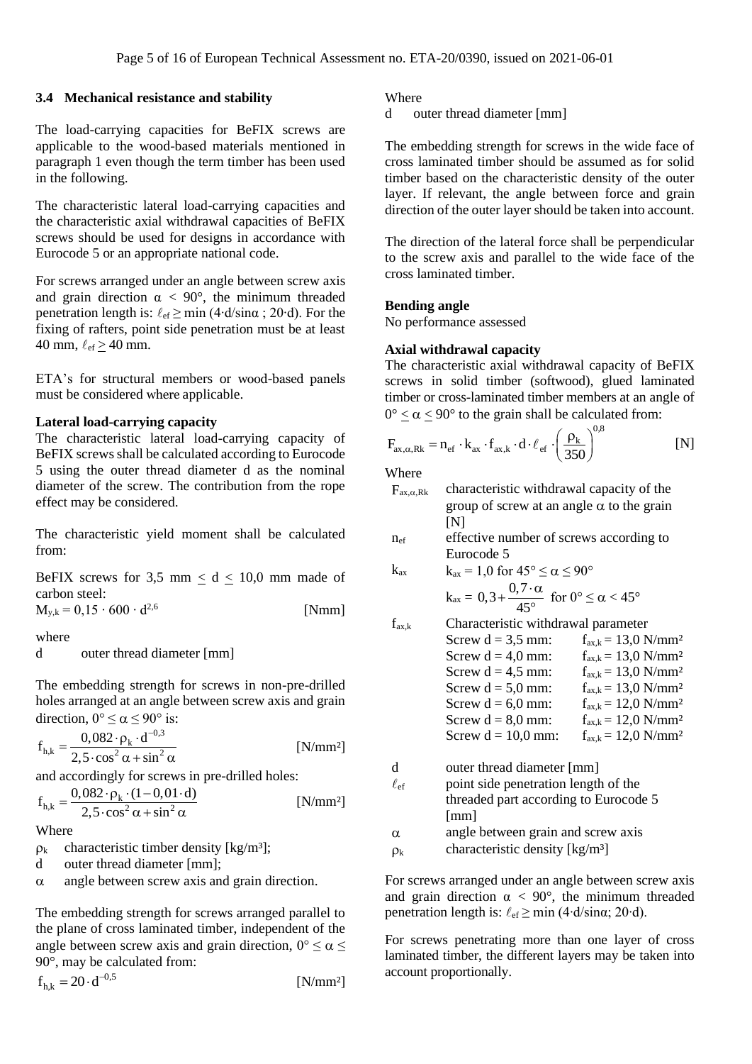### 3.4 Mechanical resistance and stability

The load-carrying capacities for BeFIX screws are applicable to the wood-based materials mentioned in paragraph 1 even though the term timber has been used in the following.

The characteristic lateral load-carrying capacities and the characteristic axial withdrawal capacities of BeFIX screws should be used for designs in accordance with Eurocode 5 or an appropriate national code.

For screws arranged under an angle between screw axis and grain direction $\alpha < 90°$, the minimum threaded penetration length is: $\ell_{ef} \geq \min (4 \cdot d/\sin\alpha\ ;\ 20 \cdot d)$. For the fixing of rafters, point side penetration must be at least 40 mm, $\ell_{ef} \geq 40$ mm.

ETA's for structural members or wood-based panels must be considered where applicable.

**Lateral load-carrying capacity**

The characteristic lateral load-carrying capacity of BeFIX screws shall be calculated according to Eurocode 5 using the outer thread diameter d as the nominal diameter of the screw. The contribution from the rope effect may be considered.

The characteristic yield moment shall be calculated from:

BeFIX screws for 3,5 mm $\leq$ d $\leq$ 10,0 mm made of carbon steel:

$$M_{y,k} = 0{,}15 \cdot 600 \cdot d^{2{,}6} \qquad \text{[Nmm]}$$

where

d outer thread diameter [mm]

The embedding strength for screws in non-pre-drilled holes arranged at an angle between screw axis and grain direction, $0° \leq \alpha \leq 90°$ is:

$$f_{h,k} = \frac{0{,}082 \cdot \rho_k \cdot d^{-0{,}3}}{2{,}5 \cdot \cos^2\alpha + \sin^2\alpha} \qquad \text{[N/mm²]}$$

and accordingly for screws in pre-drilled holes:

$$f_{h,k} = \frac{0{,}082 \cdot \rho_k \cdot (1 - 0{,}01 \cdot d)}{2{,}5 \cdot \cos^2\alpha + \sin^2\alpha} \qquad \text{[N/mm²]}$$

Where

- $\rho_k$ characteristic timber density [kg/m³];
- d outer thread diameter [mm];
- $\alpha$ angle between screw axis and grain direction.

The embedding strength for screws arranged parallel to the plane of cross laminated timber, independent of the angle between screw axis and grain direction, $0° \leq \alpha \leq 90°$, may be calculated from:

$$f_{h,k} = 20 \cdot d^{-0{,}5} \qquad \text{[N/mm²]}$$

Where

d outer thread diameter [mm]

The embedding strength for screws in the wide face of cross laminated timber should be assumed as for solid timber based on the characteristic density of the outer layer. If relevant, the angle between force and grain direction of the outer layer should be taken into account.

The direction of the lateral force shall be perpendicular to the screw axis and parallel to the wide face of the cross laminated timber.

**Bending angle**

No performance assessed

**Axial withdrawal capacity**

The characteristic axial withdrawal capacity of BeFIX screws in solid timber (softwood), glued laminated timber or cross-laminated timber members at an angle of $0° \leq \alpha \leq 90°$ to the grain shall be calculated from:

$$F_{ax,\alpha,Rk} = n_{ef} \cdot k_{ax} \cdot f_{ax,k} \cdot d \cdot \ell_{ef} \cdot \left(\frac{\rho_k}{350}\right)^{0{,}8} \qquad \text{[N]}$$

Where

- $F_{ax,\alpha,Rk}$ characteristic withdrawal capacity of the group of screw at an angle $\alpha$ to the grain [N]
- $n_{ef}$ effective number of screws according to Eurocode 5
- $k_{ax}$ $k_{ax} = 1{,}0$ for $45° \leq \alpha \leq 90°$
  $k_{ax} = 0{,}3 + \frac{0{,}7 \cdot \alpha}{45°}$ for $0° \leq \alpha < 45°$
- $f_{ax,k}$ Characteristic withdrawal parameter

| | |
|---|---|
| Screw d = 3,5 mm: | $f_{ax,k}$ = 13,0 N/mm² |
| Screw d = 4,0 mm: | $f_{ax,k}$ = 13,0 N/mm² |
| Screw d = 4,5 mm: | $f_{ax,k}$ = 13,0 N/mm² |
| Screw d = 5,0 mm: | $f_{ax,k}$ = 13,0 N/mm² |
| Screw d = 6,0 mm: | $f_{ax,k}$ = 12,0 N/mm² |
| Screw d = 8,0 mm: | $f_{ax,k}$ = 12,0 N/mm² |
| Screw d = 10,0 mm: | $f_{ax,k}$ = 12,0 N/mm² |

- d outer thread diameter [mm]
- $\ell_{ef}$ point side penetration length of the threaded part according to Eurocode 5 [mm]
- $\alpha$ angle between grain and screw axis
- $\rho_k$ characteristic density [kg/m³]

For screws arranged under an angle between screw axis and grain direction $\alpha < 90°$, the minimum threaded penetration length is: $\ell_{ef} \geq \min (4 \cdot d/\sin\alpha;\ 20 \cdot d)$.

For screws penetrating more than one layer of cross laminated timber, the different layers may be taken into account proportionally.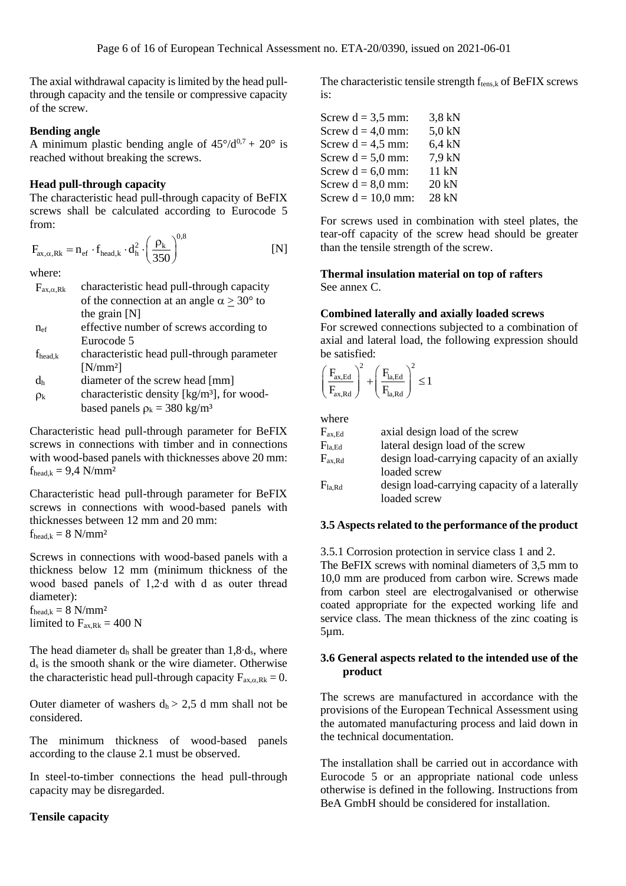The axial withdrawal capacity is limited by the head pull-through capacity and the tensile or compressive capacity of the screw.

**Bending angle**

A minimum plastic bending angle of $45°/d^{0,7} + 20°$ is reached without breaking the screws.

**Head pull-through capacity**

The characteristic head pull-through capacity of BeFIX screws shall be calculated according to Eurocode 5 from:

$$F_{ax,\alpha,Rk} = n_{ef} \cdot f_{head,k} \cdot d_h^2 \cdot \left(\frac{\rho_k}{350}\right)^{0,8} \quad \text{[N]}$$

where:

| | |
|---|---|
| $F_{ax,\alpha,Rk}$ | characteristic head pull-through capacity of the connection at an angle $\alpha \geq 30°$ to the grain [N] |
| $n_{ef}$ | effective number of screws according to Eurocode 5 |
| $f_{head,k}$ | characteristic head pull-through parameter [N/mm²] |
| $d_h$ | diameter of the screw head [mm] |
| $\rho_k$ | characteristic density [kg/m³], for wood-based panels $\rho_k$ = 380 kg/m³ |

Characteristic head pull-through parameter for BeFIX screws in connections with timber and in connections with wood-based panels with thicknesses above 20 mm: $f_{head,k}$ = 9,4 N/mm²

Characteristic head pull-through parameter for BeFIX screws in connections with wood-based panels with thicknesses between 12 mm and 20 mm:
$f_{head,k}$ = 8 N/mm²

Screws in connections with wood-based panels with a thickness below 12 mm (minimum thickness of the wood based panels of $1{,}2 \cdot d$ with d as outer thread diameter):
$f_{head,k}$ = 8 N/mm²
limited to $F_{ax,Rk}$ = 400 N

The head diameter $d_h$ shall be greater than $1{,}8 \cdot d_s$, where $d_s$ is the smooth shank or the wire diameter. Otherwise the characteristic head pull-through capacity $F_{ax,\alpha,Rk} = 0$.

Outer diameter of washers $d_h > 2{,}5$ d mm shall not be considered.

The minimum thickness of wood-based panels according to the clause 2.1 must be observed.

In steel-to-timber connections the head pull-through capacity may be disregarded.

**Tensile capacity**

The characteristic tensile strength $f_{tens,k}$ of BeFIX screws is:

| | |
|---|---|
| Screw d = 3,5 mm: | 3,8 kN |
| Screw d = 4,0 mm: | 5,0 kN |
| Screw d = 4,5 mm: | 6,4 kN |
| Screw d = 5,0 mm: | 7,9 kN |
| Screw d = 6,0 mm: | 11 kN |
| Screw d = 8,0 mm: | 20 kN |
| Screw d = 10,0 mm: | 28 kN |

For screws used in combination with steel plates, the tear-off capacity of the screw head should be greater than the tensile strength of the screw.

**Thermal insulation material on top of rafters**

See annex C.

**Combined laterally and axially loaded screws**

For screwed connections subjected to a combination of axial and lateral load, the following expression should be satisfied:

$$\left(\frac{F_{ax,Ed}}{F_{ax,Rd}}\right)^2 + \left(\frac{F_{la,Ed}}{F_{la,Rd}}\right)^2 \leq 1$$

where

| | |
|---|---|
| $F_{ax,Ed}$ | axial design load of the screw |
| $F_{la,Ed}$ | lateral design load of the screw |
| $F_{ax,Rd}$ | design load-carrying capacity of an axially loaded screw |
| $F_{la,Rd}$ | design load-carrying capacity of a laterally loaded screw |

### 3.5 Aspects related to the performance of the product

3.5.1 Corrosion protection in service class 1 and 2.

The BeFIX screws with nominal diameters of 3,5 mm to 10,0 mm are produced from carbon wire. Screws made from carbon steel are electrogalvanised or otherwise coated appropriate for the expected working life and service class. The mean thickness of the zinc coating is 5µm.

### 3.6 General aspects related to the intended use of the product

The screws are manufactured in accordance with the provisions of the European Technical Assessment using the automated manufacturing process and laid down in the technical documentation.

The installation shall be carried out in accordance with Eurocode 5 or an appropriate national code unless otherwise is defined in the following. Instructions from BeA GmbH should be considered for installation.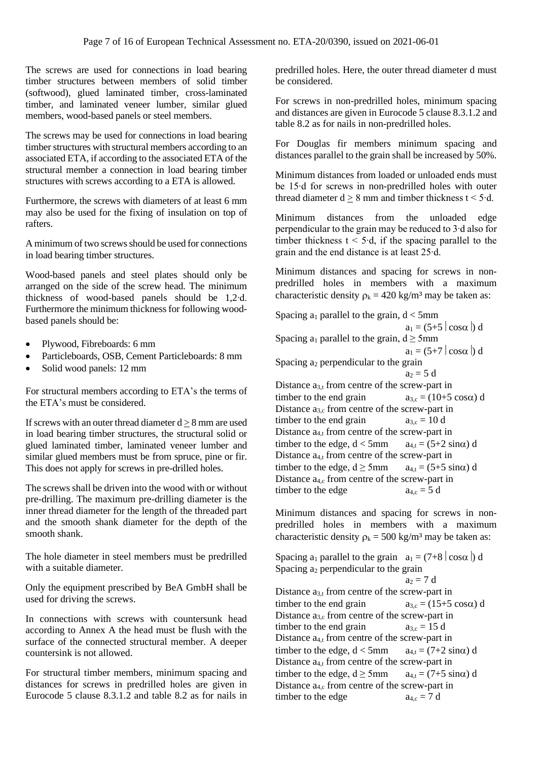The screws are used for connections in load bearing timber structures between members of solid timber (softwood), glued laminated timber, cross-laminated timber, and laminated veneer lumber, similar glued members, wood-based panels or steel members.

The screws may be used for connections in load bearing timber structures with structural members according to an associated ETA, if according to the associated ETA of the structural member a connection in load bearing timber structures with screws according to a ETA is allowed.

Furthermore, the screws with diameters of at least 6 mm may also be used for the fixing of insulation on top of rafters.

A minimum of two screws should be used for connections in load bearing timber structures.

Wood-based panels and steel plates should only be arranged on the side of the screw head. The minimum thickness of wood-based panels should be $1{,}2 \cdot d$. Furthermore the minimum thickness for following wood-based panels should be:

- Plywood, Fibreboards: 6 mm
- Particleboards, OSB, Cement Particleboards: 8 mm
- Solid wood panels: 12 mm

For structural members according to ETA's the terms of the ETA's must be considered.

If screws with an outer thread diameter $d \geq 8$ mm are used in load bearing timber structures, the structural solid or glued laminated timber, laminated veneer lumber and similar glued members must be from spruce, pine or fir. This does not apply for screws in pre-drilled holes.

The screws shall be driven into the wood with or without pre-drilling. The maximum pre-drilling diameter is the inner thread diameter for the length of the threaded part and the smooth shank diameter for the depth of the smooth shank.

The hole diameter in steel members must be predrilled with a suitable diameter.

Only the equipment prescribed by BeA GmbH shall be used for driving the screws.

In connections with screws with countersunk head according to Annex A the head must be flush with the surface of the connected structural member. A deeper countersink is not allowed.

For structural timber members, minimum spacing and distances for screws in predrilled holes are given in Eurocode 5 clause 8.3.1.2 and table 8.2 as for nails in predrilled holes. Here, the outer thread diameter d must be considered.

For screws in non-predrilled holes, minimum spacing and distances are given in Eurocode 5 clause 8.3.1.2 and table 8.2 as for nails in non-predrilled holes.

For Douglas fir members minimum spacing and distances parallel to the grain shall be increased by 50%.

Minimum distances from loaded or unloaded ends must be $15 \cdot d$ for screws in non-predrilled holes with outer thread diameter $d \geq 8$ mm and timber thickness $t < 5 \cdot d$.

Minimum distances from the unloaded edge perpendicular to the grain may be reduced to $3 \cdot d$ also for timber thickness $t < 5 \cdot d$, if the spacing parallel to the grain and the end distance is at least $25 \cdot d$.

Minimum distances and spacing for screws in non-predrilled holes in members with a maximum characteristic density $\rho_k = 420$ kg/m³ may be taken as:

Spacing $a_1$ parallel to the grain, $d < 5$mm $\quad a_1 = (5+5\,|\cos\alpha|)\,d$

Spacing $a_1$ parallel to the grain, $d \geq 5$mm $\quad a_1 = (5+7\,|\cos\alpha|)\,d$

Spacing $a_2$ perpendicular to the grain $\quad a_2 = 5\,d$

Distance $a_{3,t}$ from centre of the screw-part in timber to the end grain $\quad a_{3,c} = (10+5\cos\alpha)\,d$

Distance $a_{3,c}$ from centre of the screw-part in timber to the end grain $\quad a_{3,c} = 10\,d$

Distance $a_{4,t}$ from centre of the screw-part in timber to the edge, $d < 5$mm $\quad a_{4,t} = (5+2\sin\alpha)\,d$

Distance $a_{4,t}$ from centre of the screw-part in timber to the edge, $d \geq 5$mm $\quad a_{4,t} = (5+5\sin\alpha)\,d$

Distance $a_{4,c}$ from centre of the screw-part in timber to the edge $\quad a_{4,c} = 5\,d$

Minimum distances and spacing for screws in non-predrilled holes in members with a maximum characteristic density $\rho_k = 500$ kg/m³ may be taken as:

Spacing $a_1$ parallel to the grain $\quad a_1 = (7+8\,|\cos\alpha|)\,d$

Spacing $a_2$ perpendicular to the grain $\quad a_2 = 7\,d$

Distance $a_{3,t}$ from centre of the screw-part in timber to the end grain $\quad a_{3,c} = (15+5\cos\alpha)\,d$

Distance $a_{3,c}$ from centre of the screw-part in timber to the end grain $\quad a_{3,c} = 15\,d$

Distance $a_{4,t}$ from centre of the screw-part in timber to the edge, $d < 5$mm $\quad a_{4,t} = (7+2\sin\alpha)\,d$

Distance $a_{4,t}$ from centre of the screw-part in timber to the edge, $d \geq 5$mm $\quad a_{4,t} = (7+5\sin\alpha)\,d$

Distance $a_{4,c}$ from centre of the screw-part in timber to the edge $\quad a_{4,c} = 7\,d$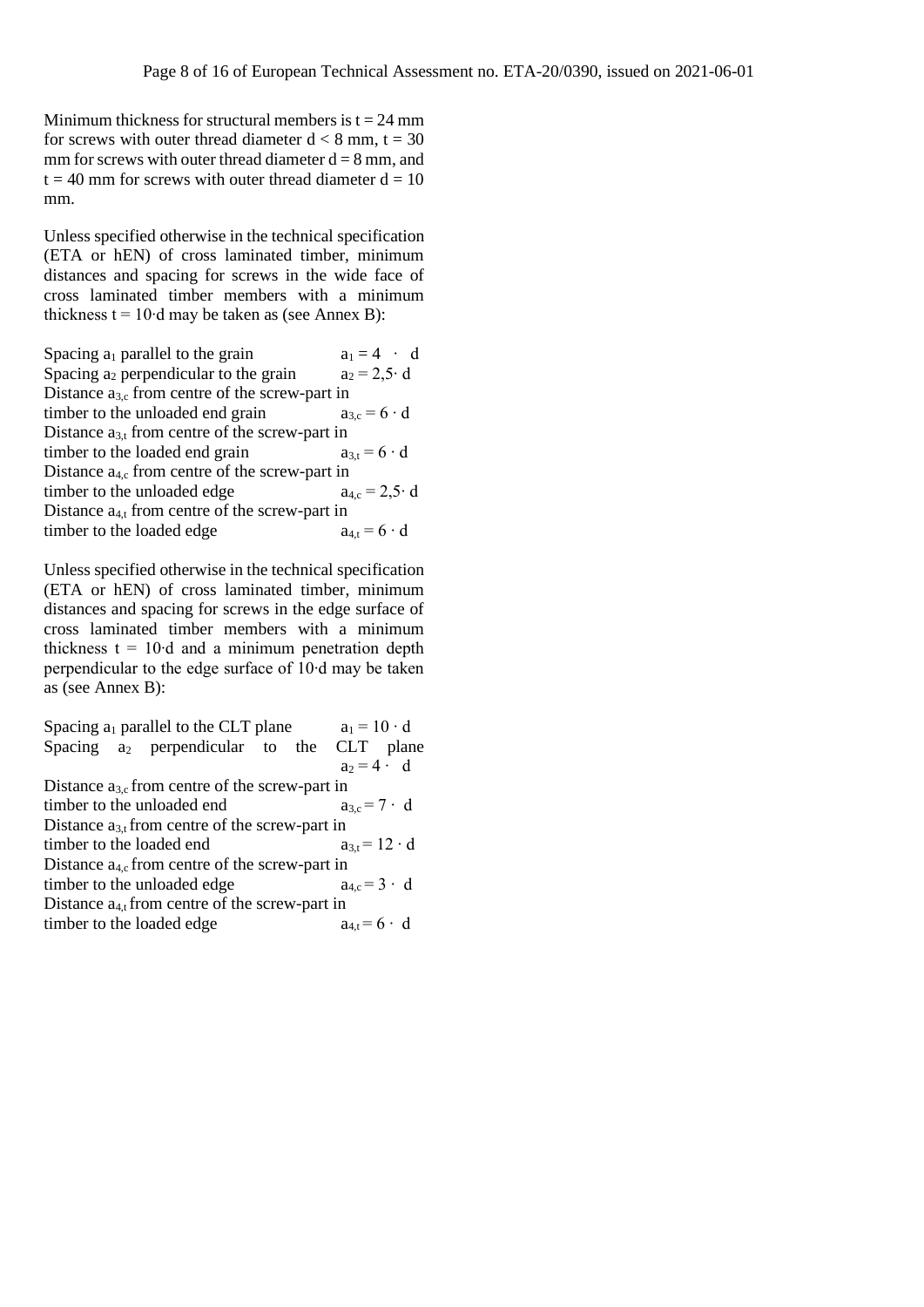Minimum thickness for structural members is $t = 24$ mm for screws with outer thread diameter $d < 8$ mm, $t = 30$ mm for screws with outer thread diameter $d = 8$ mm, and $t = 40$ mm for screws with outer thread diameter $d = 10$ mm.

Unless specified otherwise in the technical specification (ETA or hEN) of cross laminated timber, minimum distances and spacing for screws in the wide face of cross laminated timber members with a minimum thickness $t = 10 \cdot d$ may be taken as (see Annex B):

| | |
|---|---|
| Spacing $a_1$ parallel to the grain | $a_1 = 4 \cdot d$ |
| Spacing $a_2$ perpendicular to the grain | $a_2 = 2{,}5 \cdot d$ |
| Distance $a_{3,c}$ from centre of the screw-part in timber to the unloaded end grain | $a_{3,c} = 6 \cdot d$ |
| Distance $a_{3,t}$ from centre of the screw-part in timber to the loaded end grain | $a_{3,t} = 6 \cdot d$ |
| Distance $a_{4,c}$ from centre of the screw-part in timber to the unloaded edge | $a_{4,c} = 2{,}5 \cdot d$ |
| Distance $a_{4,t}$ from centre of the screw-part in timber to the loaded edge | $a_{4,t} = 6 \cdot d$ |

Unless specified otherwise in the technical specification (ETA or hEN) of cross laminated timber, minimum distances and spacing for screws in the edge surface of cross laminated timber members with a minimum thickness $t = 10 \cdot d$ and a minimum penetration depth perpendicular to the edge surface of $10 \cdot d$ may be taken as (see Annex B):

| | |
|---|---|
| Spacing $a_1$ parallel to the CLT plane | $a_1 = 10 \cdot d$ |
| Spacing $a_2$ perpendicular to the CLT plane | $a_2 = 4 \cdot d$ |
| Distance $a_{3,c}$ from centre of the screw-part in timber to the unloaded end | $a_{3,c} = 7 \cdot d$ |
| Distance $a_{3,t}$ from centre of the screw-part in timber to the loaded end | $a_{3,t} = 12 \cdot d$ |
| Distance $a_{4,c}$ from centre of the screw-part in timber to the unloaded edge | $a_{4,c} = 3 \cdot d$ |
| Distance $a_{4,t}$ from centre of the screw-part in timber to the loaded edge | $a_{4,t} = 6 \cdot d$ |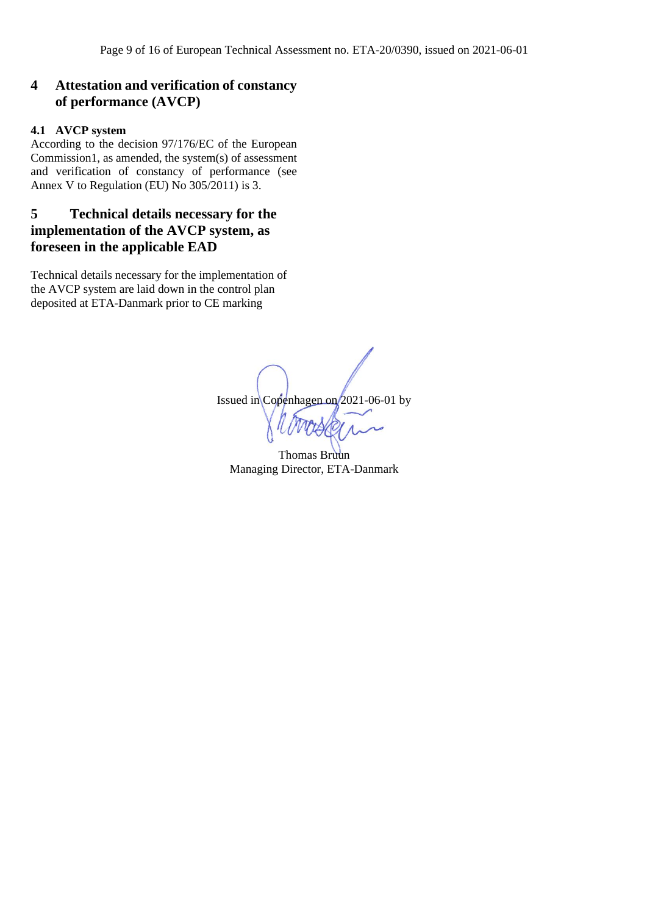## 4 Attestation and verification of constancy of performance (AVCP)

### 4.1 AVCP system

According to the decision 97/176/EC of the European Commission1, as amended, the system(s) of assessment and verification of constancy of performance (see Annex V to Regulation (EU) No 305/2011) is 3.

## 5 Technical details necessary for the implementation of the AVCP system, as foreseen in the applicable EAD

Technical details necessary for the implementation of the AVCP system are laid down in the control plan deposited at ETA-Danmark prior to CE marking

Issued in Copenhagen on 2021-06-01 by

Thomas Bruun
Managing Director, ETA-Danmark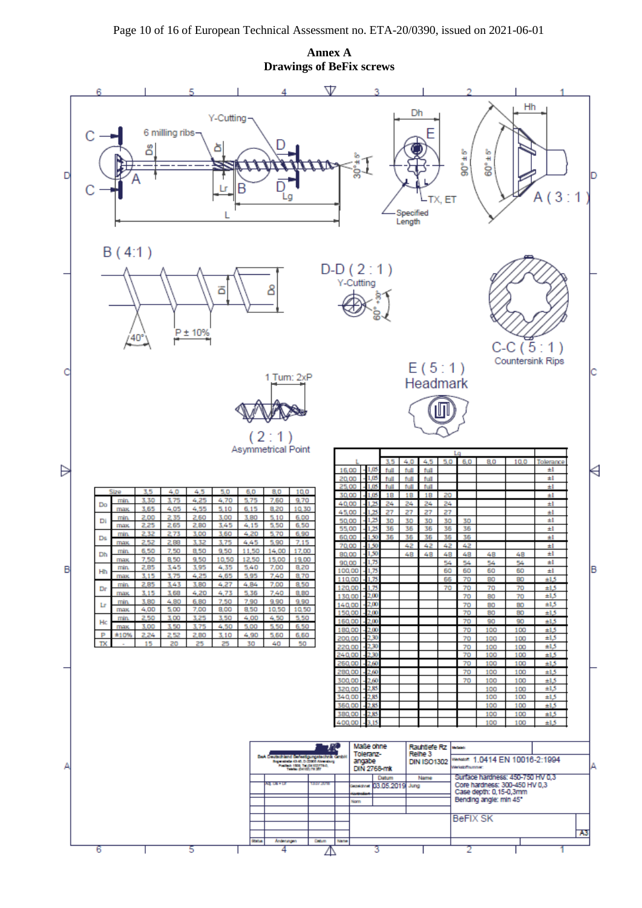# Annex A
## Drawings of BeFix screws

Y-Cutting, 6 milling ribs, C, C, A, Ds, Dr, Lr, B, D, D, Lg, L

Dh, E, 30° ± 5°, TX, ET, Specified Length

Hh, 90° ± 5°, 60° ± 5°, A ( 3 : 1 )

B ( 4:1 )

Di, Do, 40°, P ± 10%

D-D ( 2 : 1 )
Y-Cutting
60° +30°

C-C ( 5 : 1 )
Countersink Rips

1 Turn: 2xP

( 2 : 1 )
Asymmetrical Point

E ( 5 : 1 )
Headmark

| Size | | 3,5 | 4,0 | 4,5 | 5,0 | 6,0 | 8,0 | 10,0 |
|---|---|---|---|---|---|---|---|---|
| Do | min. | 3,30 | 3,75 | 4,25 | 4,70 | 5,75 | 7,60 | 9,70 |
| | max. | 3,65 | 4,05 | 4,55 | 5,10 | 6,15 | 8,20 | 10,30 |
| Di | min. | 2,00 | 2,35 | 2,60 | 3,00 | 3,80 | 5,10 | 6,00 |
| | max. | 2,25 | 2,65 | 2,80 | 3,45 | 4,15 | 5,50 | 6,50 |
| Ds | min. | 2,32 | 2,73 | 3,00 | 3,60 | 4,20 | 5,70 | 6,90 |
| | max. | 2,52 | 2,88 | 3,32 | 3,75 | 4,45 | 5,90 | 7,15 |
| Dh | min. | 6,50 | 7,50 | 8,50 | 9,50 | 11,50 | 14,00 | 17,00 |
| | max. | 7,50 | 8,50 | 9,50 | 10,50 | 12,50 | 15,00 | 19,00 |
| Hh | min. | 2,85 | 3,45 | 3,95 | 4,35 | 5,40 | 7,00 | 8,20 |
| | max. | 3,15 | 3,75 | 4,25 | 4,65 | 5,95 | 7,40 | 8,70 |
| Dr | min. | 2,85 | 3,43 | 3,80 | 4,27 | 4,84 | 7,00 | 8,50 |
| | max. | 3,15 | 3,68 | 4,20 | 4,73 | 5,36 | 7,40 | 8,80 |
| Lr | min. | 3,80 | 4,80 | 6,80 | 7,50 | 7,90 | 9,90 | 9,90 |
| | max. | 4,00 | 5,00 | 7,00 | 8,00 | 8,50 | 10,50 | 10,50 |
| Hc | min. | 2,50 | 3,00 | 3,25 | 3,50 | 4,00 | 4,50 | 5,50 |
| | max. | 3,00 | 3,50 | 3,75 | 4,50 | 5,00 | 5,50 | 6,50 |
| P | ±10% | 2,24 | 2,52 | 2,80 | 3,10 | 4,90 | 5,60 | 6,60 |
| TX | - | 15 | 20 | 25 | 25 | 30 | 40 | 50 |

| L | | | Lg | | | | | | | |
|---|---|---|---|---|---|---|---|---|---|---|
| | | | 3,5 | 4,0 | 4,5 | 5,0 | 6,0 | 8,0 | 10,0 | Tolerance |
| 16,00 | - | 1,05 | full | full | full | | | | | ±1 |
| 20,00 | - | 1,05 | full | full | full | | | | | ±1 |
| 25,00 | - | 1,05 | full | full | full | | | | | ±1 |
| 30,00 | - | 1,05 | 18 | 18 | 18 | 20 | | | | ±1 |
| 40,00 | - | 1,25 | 24 | 24 | 24 | 24 | | | | ±1 |
| 45,00 | - | 1,25 | 27 | 27 | 27 | 27 | | | | ±1 |
| 50,00 | - | 1,25 | 30 | 30 | 30 | 30 | 30 | | | ±1 |
| 55,00 | - | 1,25 | 36 | 36 | 36 | 36 | 36 | | | ±1 |
| 60,00 | - | 1,50 | 36 | 36 | 36 | 36 | 36 | | | ±1 |
| 70,00 | - | 1,50 | | 42 | 42 | 42 | 42 | | | ±1 |
| 80,00 | - | 1,50 | | 48 | 48 | 48 | 48 | 48 | 48 | ±1 |
| 90,00 | - | 1,75 | | | | 54 | 54 | 54 | 54 | ±1 |
| 100,00 | - | 1,75 | | | | 60 | 60 | 60 | 60 | ±1 |
| 110,00 | - | 1,75 | | | | 66 | 70 | 80 | 80 | ±1,5 |
| 120,00 | - | 1,75 | | | | 70 | 70 | 70 | 70 | ±1,5 |
| 130,00 | - | 2,00 | | | | | 70 | 80 | 70 | ±1,5 |
| 140,00 | - | 2,00 | | | | | 70 | 80 | 80 | ±1,5 |
| 150,00 | - | 2,00 | | | | | 70 | 80 | 80 | ±1,5 |
| 160,00 | - | 2,00 | | | | | 70 | 90 | 90 | ±1,5 |
| 180,00 | - | 2,00 | | | | | 70 | 100 | 100 | ±1,5 |
| 200,00 | - | 2,30 | | | | | 70 | 100 | 100 | ±1,5 |
| 220,00 | - | 2,30 | | | | | 70 | 100 | 100 | ±1,5 |
| 240,00 | - | 2,30 | | | | | 70 | 100 | 100 | ±1,5 |
| 260,00 | - | 2,60 | | | | | 70 | 100 | 100 | ±1,5 |
| 280,00 | - | 2,60 | | | | | 70 | 100 | 100 | ±1,5 |
| 300,00 | - | 2,60 | | | | | 70 | 100 | 100 | ±1,5 |
| 320,00 | - | 2,85 | | | | | | 100 | 100 | ±1,5 |
| 340,00 | - | 2,85 | | | | | | 100 | 100 | ±1,5 |
| 360,00 | - | 2,85 | | | | | | 100 | 100 | ±1,5 |
| 380,00 | - | 2,85 | | | | | | 100 | 100 | ±1,5 |
| 400,00 | - | 3,15 | | | | | | 100 | 100 | ±1,5 |

BeA Deutschland Befestigungstechnik GmbH

Maße ohne Toleranzangabe DIN 2768-mk

Rauhtiefe Rz Reihe 3 DIN ISO1302

Werkstoff: 1.0414 EN 10016-2:1994

Gezeichnet: 03.05.2019 Jung

Surface hardness: 450-750 HV 0,3
Core hardness: 300-450 HV 0,3
Case depth: 0,15-0,3mm
Bending angle: min 45°

BeFIX SK

A3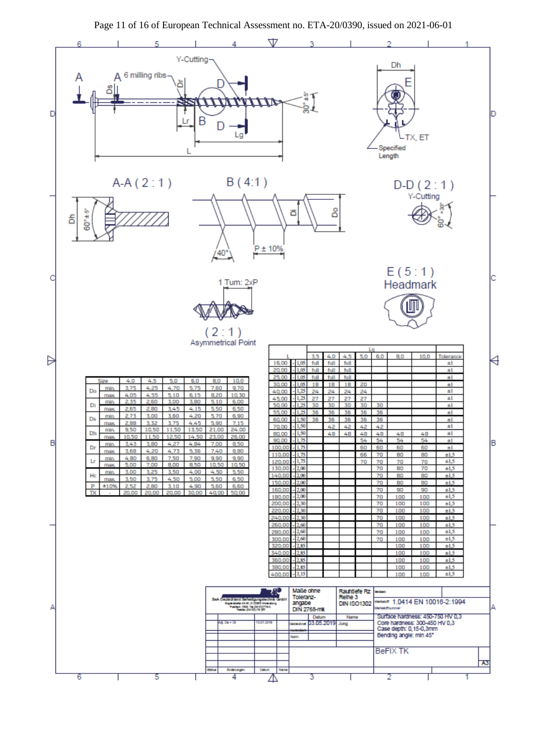Y-Cutting

A — A — 6 milling ribs — Ds — Dr — D — D — Lr — B — Lg — L — 30° ±5°

Dh — E — TX, ET — Specified Length

A-A ( 2 : 1 ) — Dh — 60° ± 5°

B ( 4:1 ) — Di — Do — 40° — P ± 10%

D-D ( 2 : 1 ) — Y-Cutting — 60° +30°

E ( 5 : 1 )
Headmark

1 Turn: 2xP

( 2 : 1 )
Asymmetrical Point

| Size | | 4,0 | 4,5 | 5,0 | 6,0 | 8,0 | 10,0 |
|---|---|---|---|---|---|---|---|
| Do | min. | 3,75 | 4,25 | 4,70 | 5,75 | 7,60 | 9,70 |
| | max. | 4,05 | 4,55 | 5,10 | 6,15 | 8,20 | 10,30 |
| Di | min. | 2,35 | 2,60 | 3,00 | 3,80 | 5,10 | 6,00 |
| | max. | 2,65 | 2,80 | 3,45 | 4,15 | 5,50 | 6,50 |
| Ds | min. | 2,73 | 3,00 | 3,60 | 4,20 | 5,70 | 6,90 |
| | max. | 2,88 | 3,32 | 3,75 | 4,45 | 5,90 | 7,15 |
| Dh | min. | 9,50 | 10,50 | 11,50 | 13,50 | 21,00 | 24,00 |
| | max. | 10,50 | 11,50 | 12,50 | 14,50 | 23,00 | 26,00 |
| Dr | min. | 3,43 | 3,80 | 4,27 | 4,84 | 7,00 | 8,50 |
| | max. | 3,68 | 4,20 | 4,73 | 5,36 | 7,40 | 8,80 |
| Lr | min. | 4,80 | 6,80 | 7,50 | 7,90 | 9,90 | 9,90 |
| | max. | 5,00 | 7,00 | 8,00 | 8,50 | 10,50 | 10,50 |
| Hc | min. | 3,00 | 3,25 | 3,50 | 4,00 | 4,50 | 5,50 |
| | max. | 3,50 | 3,75 | 4,50 | 5,00 | 5,50 | 6,50 |
| P | ±10% | 2,52 | 2,80 | 3,10 | 4,90 | 5,60 | 6,60 |
| TX | - | 20,00 | 20,00 | 20,00 | 30,00 | 40,00 | 50,00 |

| L | | Lg | | | | | | | |
|---|---|---|---|---|---|---|---|---|---|
| | | 3,5 | 4,0 | 4,5 | 5,0 | 6,0 | 8,0 | 10,0 | Tolerance |
| 16,00 | -1,05 | full | full | full | | | | | ±1 |
| 20,00 | -1,05 | full | full | full | | | | | ±1 |
| 25,00 | -1,05 | full | full | full | | | | | ±1 |
| 30,00 | -1,05 | 18 | 18 | 18 | 20 | | | | ±1 |
| 40,00 | -1,25 | 24 | 24 | 24 | 24 | | | | ±1 |
| 45,00 | -1,25 | 27 | 27 | 27 | 27 | | | | ±1 |
| 50,00 | -1,25 | 30 | 30 | 30 | 30 | 30 | | | ±1 |
| 55,00 | -1,25 | 36 | 36 | 36 | 36 | 36 | | | ±1 |
| 60,00 | -1,50 | 36 | 36 | 36 | 36 | 36 | | | ±1 |
| 70,00 | -1,50 | | 42 | 42 | 42 | 42 | | | ±1 |
| 80,00 | -1,50 | | 48 | 48 | 48 | 48 | 48 | 48 | ±1 |
| 90,00 | -1,75 | | | | 54 | 54 | 54 | 54 | ±1 |
| 100,00 | -1,75 | | | | 60 | 60 | 60 | 60 | ±1 |
| 110,00 | -1,75 | | | | 66 | 70 | 80 | 80 | ±1,5 |
| 120,00 | -1,75 | | | | 70 | 70 | 70 | 70 | ±1,5 |
| 130,00 | -2,00 | | | | | 70 | 80 | 70 | ±1,5 |
| 140,00 | -2,00 | | | | | 70 | 80 | 80 | ±1,5 |
| 150,00 | -2,00 | | | | | 70 | 80 | 80 | ±1,5 |
| 160,00 | -2,00 | | | | | 70 | 90 | 90 | ±1,5 |
| 180,00 | -2,00 | | | | | 70 | 100 | 100 | ±1,5 |
| 200,00 | -2,30 | | | | | 70 | 100 | 100 | ±1,5 |
| 220,00 | -2,30 | | | | | 70 | 100 | 100 | ±1,5 |
| 240,00 | -2,30 | | | | | 70 | 100 | 100 | ±1,5 |
| 260,00 | -2,60 | | | | | 70 | 100 | 100 | ±1,5 |
| 280,00 | -2,60 | | | | | 70 | 100 | 100 | ±1,5 |
| 300,00 | -2,60 | | | | | 70 | 100 | 100 | ±1,5 |
| 320,00 | -2,85 | | | | | | 100 | 100 | ±1,5 |
| 340,00 | -2,85 | | | | | | 100 | 100 | ±1,5 |
| 360,00 | -2,85 | | | | | | 100 | 100 | ±1,5 |
| 380,00 | -2,85 | | | | | | 100 | 100 | ±1,5 |
| 400,00 | -3,15 | | | | | | 100 | 100 | ±1,5 |

BeA Deutschland Befestigungstechnik GmbH

Maße ohne Toleranzangabe DIN 2768-mk

Rauhtiefe Rz Reihe 3 DIN ISO1302

Werkstoff 1.0414 EN 10016-2:1994

Adj. Ds + Dr — 13.07.2018

Gezeichnet 03.05.2019 Jung

Surface hardness: 450-750 HV 0,3
Core hardness: 300-450 HV 0,3
Case depth: 0,15-0,3mm
Bending angle: min 45°

BeFIX TK

A3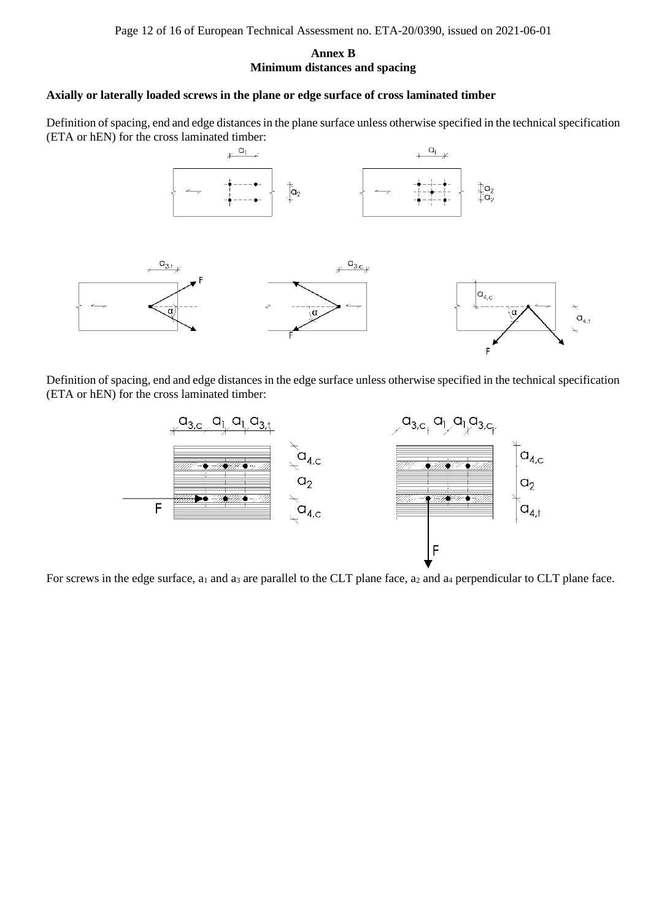## Annex B
## Minimum distances and spacing

### Axially or laterally loaded screws in the plane or edge surface of cross laminated timber

Definition of spacing, end and edge distances in the plane surface unless otherwise specified in the technical specification (ETA or hEN) for the cross laminated timber:

Definition of spacing, end and edge distances in the edge surface unless otherwise specified in the technical specification (ETA or hEN) for the cross laminated timber:

For screws in the edge surface, $a_1$ and $a_3$ are parallel to the CLT plane face, $a_2$ and $a_4$ perpendicular to CLT plane face.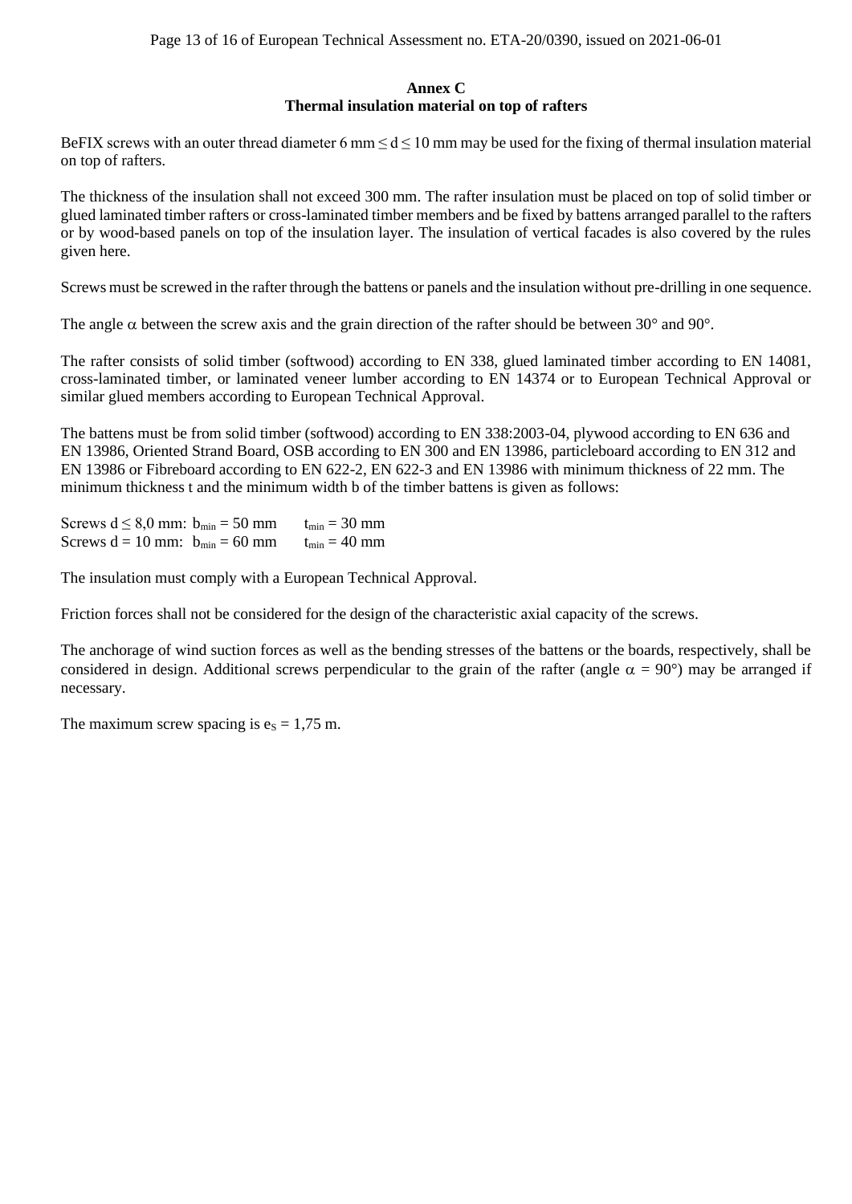## Annex C
## Thermal insulation material on top of rafters

BeFIX screws with an outer thread diameter 6 mm $\leq d \leq$ 10 mm may be used for the fixing of thermal insulation material on top of rafters.

The thickness of the insulation shall not exceed 300 mm. The rafter insulation must be placed on top of solid timber or glued laminated timber rafters or cross-laminated timber members and be fixed by battens arranged parallel to the rafters or by wood-based panels on top of the insulation layer. The insulation of vertical facades is also covered by the rules given here.

Screws must be screwed in the rafter through the battens or panels and the insulation without pre-drilling in one sequence.

The angle $\alpha$ between the screw axis and the grain direction of the rafter should be between 30° and 90°.

The rafter consists of solid timber (softwood) according to EN 338, glued laminated timber according to EN 14081, cross-laminated timber, or laminated veneer lumber according to EN 14374 or to European Technical Approval or similar glued members according to European Technical Approval.

The battens must be from solid timber (softwood) according to EN 338:2003-04, plywood according to EN 636 and EN 13986, Oriented Strand Board, OSB according to EN 300 and EN 13986, particleboard according to EN 312 and EN 13986 or Fibreboard according to EN 622-2, EN 622-3 and EN 13986 with minimum thickness of 22 mm. The minimum thickness t and the minimum width b of the timber battens is given as follows:

Screws $d \leq 8{,}0$ mm: $b_{min} = 50$ mm $\quad t_{min} = 30$ mm
Screws $d = 10$ mm: $b_{min} = 60$ mm $\quad t_{min} = 40$ mm

The insulation must comply with a European Technical Approval.

Friction forces shall not be considered for the design of the characteristic axial capacity of the screws.

The anchorage of wind suction forces as well as the bending stresses of the battens or the boards, respectively, shall be considered in design. Additional screws perpendicular to the grain of the rafter (angle $\alpha$ = 90°) may be arranged if necessary.

The maximum screw spacing is $e_S$ = 1,75 m.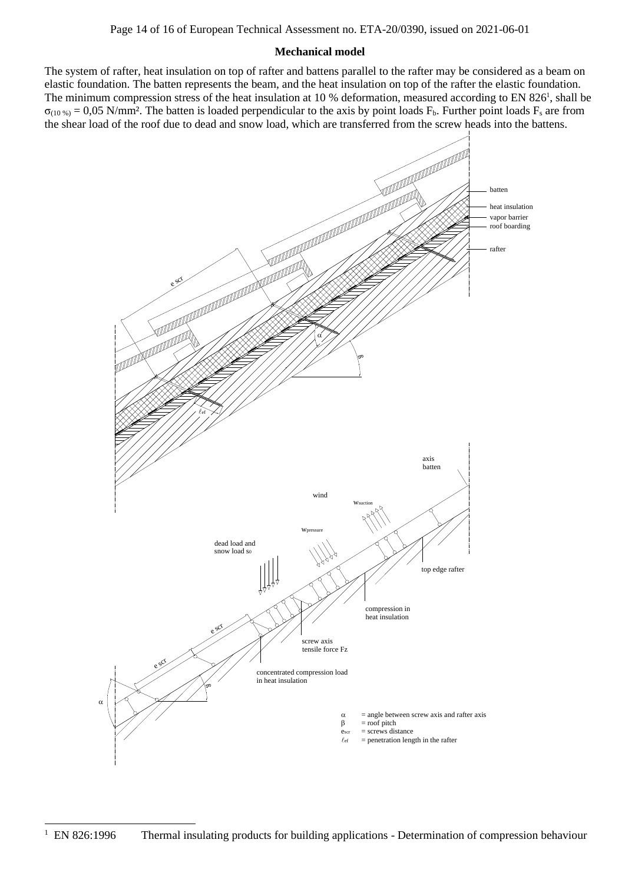### Mechanical model

The system of rafter, heat insulation on top of rafter and battens parallel to the rafter may be considered as a beam on elastic foundation. The batten represents the beam, and the heat insulation on top of the rafter the elastic foundation. The minimum compression stress of the heat insulation at 10 % deformation, measured according to EN 826[1], shall be $\sigma_{(10\ \%)} = 0{,}05$ N/mm². The batten is loaded perpendicular to the axis by point loads $F_b$. Further point loads $F_s$ are from the shear load of the roof due to dead and snow load, which are transferred from the screw heads into the battens.

$\alpha$ = angle between screw axis and rafter axis
$\beta$ = roof pitch
$e_{scr}$ = screws distance
$\ell_{ef}$ = penetration length in the rafter

[1] EN 826:1996 Thermal insulating products for building applications - Determination of compression behaviour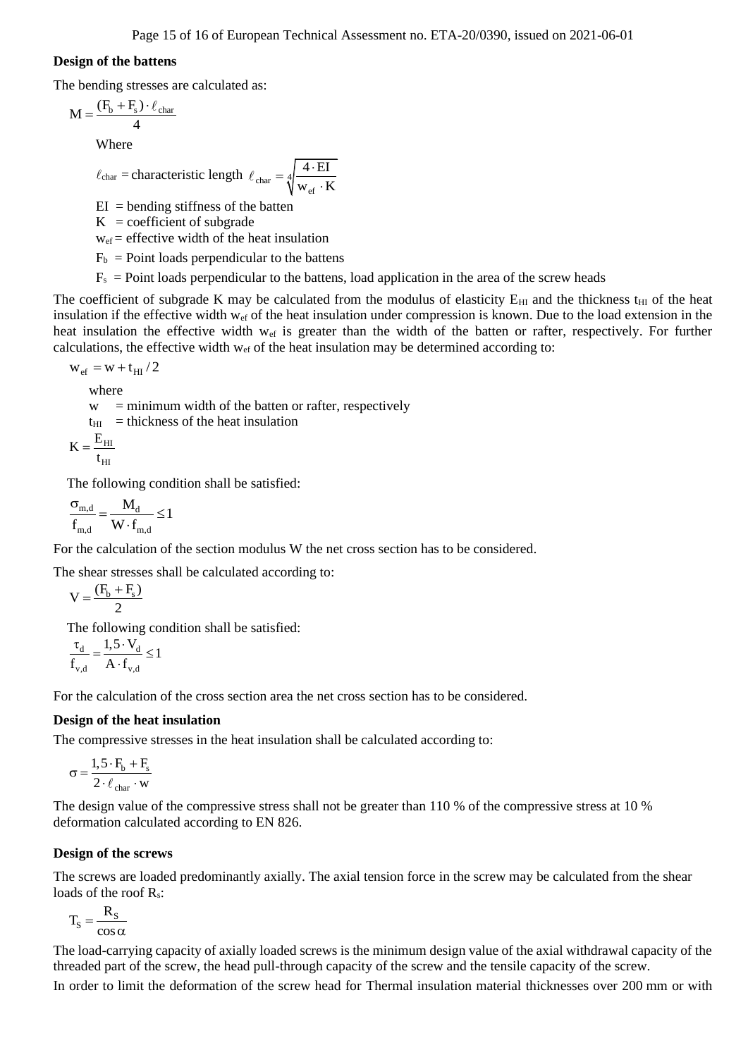**Design of the battens**

The bending stresses are calculated as:

$$M = \frac{(F_b + F_s) \cdot \ell_{char}}{4}$$

Where

$\ell_{char}$ = characteristic length $\ell_{char} = \sqrt[4]{\frac{4 \cdot EI}{w_{ef} \cdot K}}$

EI = bending stiffness of the batten

K = coefficient of subgrade

$w_{ef}$ = effective width of the heat insulation

$F_b$ = Point loads perpendicular to the battens

$F_s$ = Point loads perpendicular to the battens, load application in the area of the screw heads

The coefficient of subgrade K may be calculated from the modulus of elasticity $E_{HI}$ and the thickness $t_{HI}$ of the heat insulation if the effective width $w_{ef}$ of the heat insulation under compression is known. Due to the load extension in the heat insulation the effective width $w_{ef}$ is greater than the width of the batten or rafter, respectively. For further calculations, the effective width $w_{ef}$ of the heat insulation may be determined according to:

$$w_{ef} = w + t_{HI} / 2$$

where

w = minimum width of the batten or rafter, respectively

$t_{HI}$ = thickness of the heat insulation

$$K = \frac{E_{HI}}{t_{HI}}$$

The following condition shall be satisfied:

$$\frac{\sigma_{m,d}}{f_{m,d}} = \frac{M_d}{W \cdot f_{m,d}} \leq 1$$

For the calculation of the section modulus W the net cross section has to be considered.

The shear stresses shall be calculated according to:

$$V = \frac{(F_b + F_s)}{2}$$

The following condition shall be satisfied:

$$\frac{\tau_d}{f_{v,d}} = \frac{1{,}5 \cdot V_d}{A \cdot f_{v,d}} \leq 1$$

For the calculation of the cross section area the net cross section has to be considered.

**Design of the heat insulation**

The compressive stresses in the heat insulation shall be calculated according to:

$$\sigma = \frac{1{,}5 \cdot F_b + F_s}{2 \cdot \ell_{char} \cdot w}$$

The design value of the compressive stress shall not be greater than 110 % of the compressive stress at 10 % deformation calculated according to EN 826.

**Design of the screws**

The screws are loaded predominantly axially. The axial tension force in the screw may be calculated from the shear loads of the roof $R_s$:

$$T_S = \frac{R_S}{\cos \alpha}$$

The load-carrying capacity of axially loaded screws is the minimum design value of the axial withdrawal capacity of the threaded part of the screw, the head pull-through capacity of the screw and the tensile capacity of the screw.

In order to limit the deformation of the screw head for Thermal insulation material thicknesses over 200 mm or with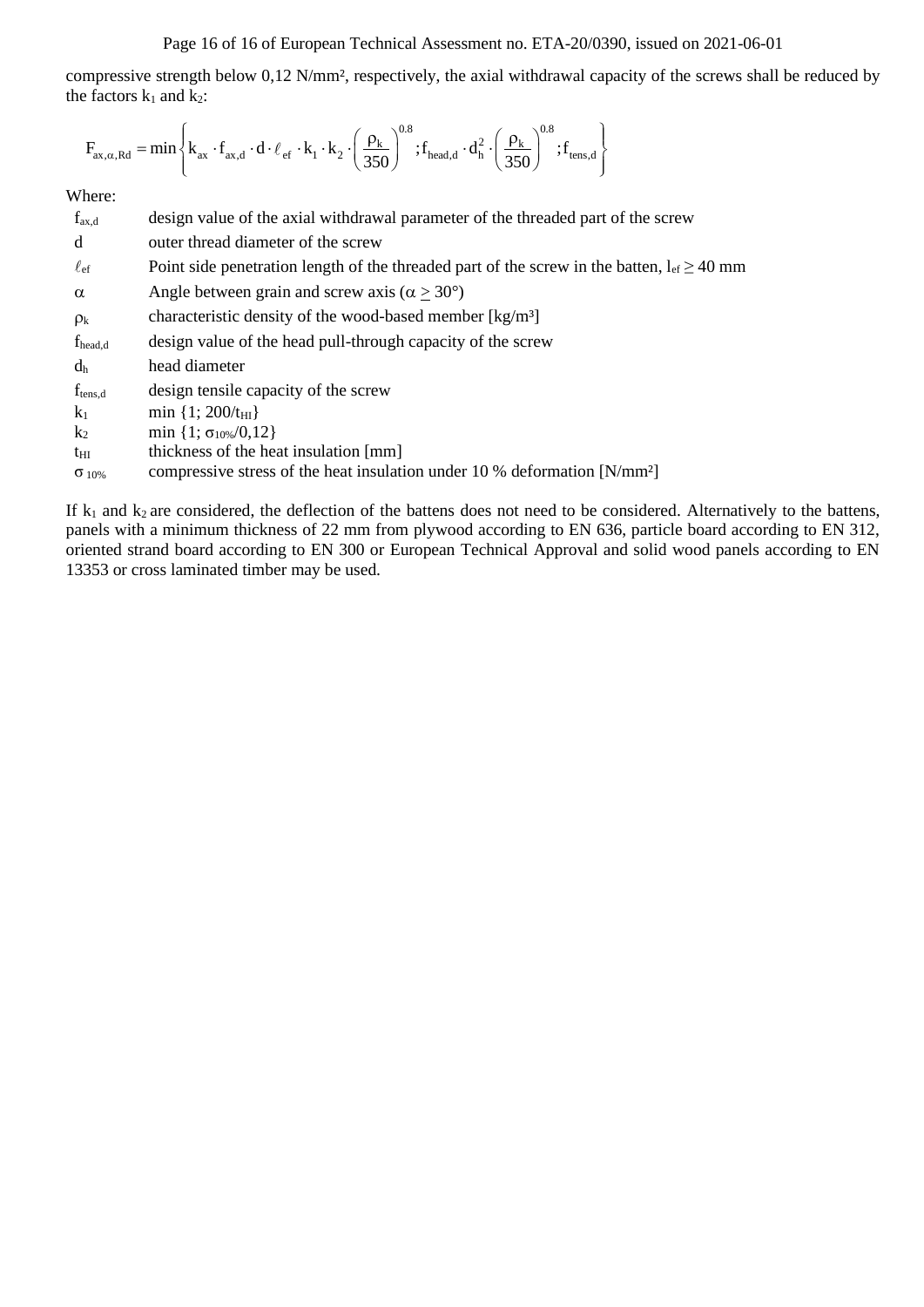compressive strength below 0,12 N/mm², respectively, the axial withdrawal capacity of the screws shall be reduced by the factors $k_1$ and $k_2$:

$$F_{ax,\alpha,Rd} = \min\left\{k_{ax} \cdot f_{ax,d} \cdot d \cdot \ell_{ef} \cdot k_1 \cdot k_2 \cdot \left(\frac{\rho_k}{350}\right)^{0.8}; f_{head,d} \cdot d_h^2 \cdot \left(\frac{\rho_k}{350}\right)^{0.8}; f_{tens,d}\right\}$$

Where:

| | |
|---|---|
| $f_{ax,d}$ | design value of the axial withdrawal parameter of the threaded part of the screw |
| $d$ | outer thread diameter of the screw |
| $\ell_{ef}$ | Point side penetration length of the threaded part of the screw in the batten, $l_{ef} \geq 40$ mm |
| $\alpha$ | Angle between grain and screw axis ($\alpha \geq 30°$) |
| $\rho_k$ | characteristic density of the wood-based member [kg/m³] |
| $f_{head,d}$ | design value of the head pull-through capacity of the screw |
| $d_h$ | head diameter |
| $f_{tens,d}$ | design tensile capacity of the screw |
| $k_1$ | min {1; $200/t_{HI}$} |
| $k_2$ | min {1; $\sigma_{10\%}/0{,}12$} |
| $t_{HI}$ | thickness of the heat insulation [mm] |
| $\sigma_{10\%}$ | compressive stress of the heat insulation under 10 % deformation [N/mm²] |

If $k_1$ and $k_2$ are considered, the deflection of the battens does not need to be considered. Alternatively to the battens, panels with a minimum thickness of 22 mm from plywood according to EN 636, particle board according to EN 312, oriented strand board according to EN 300 or European Technical Approval and solid wood panels according to EN 13353 or cross laminated timber may be used.